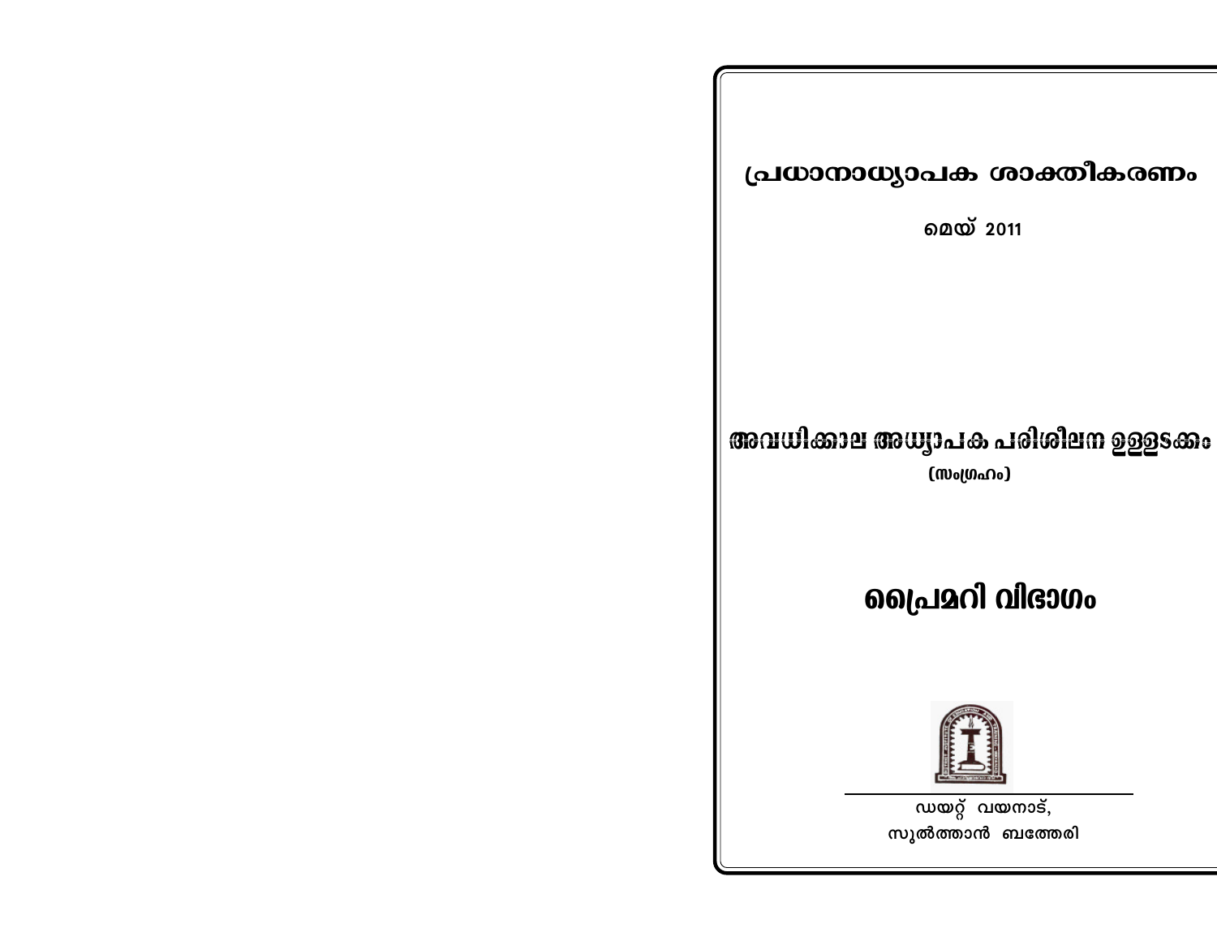# പ്രധാനാധ്യാപക ശാക്തീകരണം

**മെയ് 2011**

## അവധിക്കാല അധ്യാപക പരിശീലന ഉള്ളടക്കം

(സംഗ്രഹം)

# പ്രൈമറി വിഭാഗം

ഡയറ്റ് വയനാട്,

സുൽത്താൻ ബത്തേരി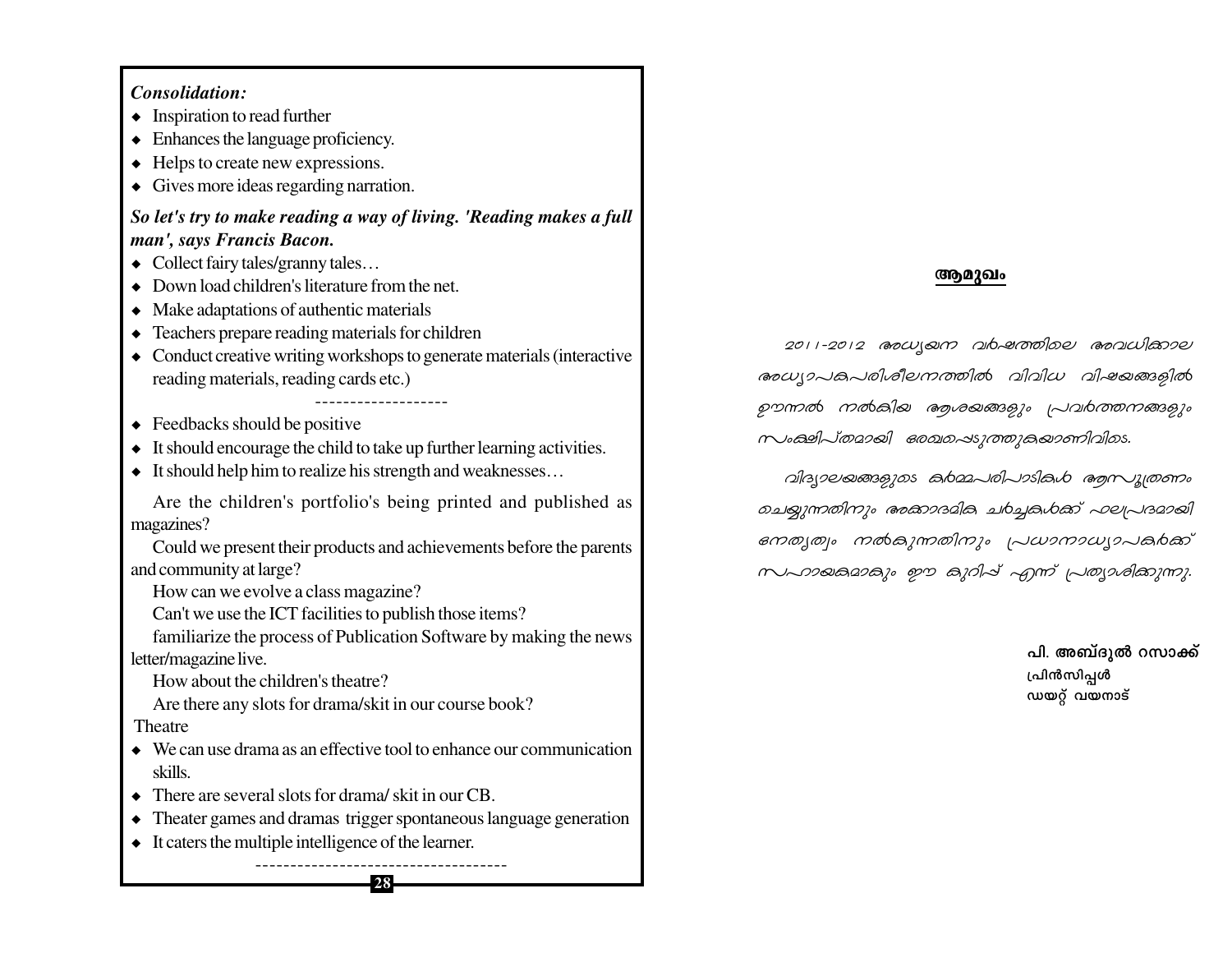***Consolidation:***

- Inspiration to read further
- Enhances the language proficiency.
- Helps to create new expressions.
- Gives more ideas regarding narration.

***So let's try to make reading a way of living. 'Reading makes a full man', says Francis Bacon.***

- Collect fairy tales/granny tales…
- Down load children's literature from the net.
- Make adaptations of authentic materials
- Teachers prepare reading materials for children
- Conduct creative writing workshops to generate materials (interactive reading materials, reading cards etc.)

-------------------

- Feedbacks should be positive
- It should encourage the child to take up further learning activities.
- It should help him to realize his strength and weaknesses…

Are the children's portfolio's being printed and published as magazines?

Could we present their products and achievements before the parents and community at large?

How can we evolve a class magazine?

Can't we use the ICT facilities to publish those items?

familiarize the process of Publication Software by making the news letter/magazine live.

How about the children's theatre?

Are there any slots for drama/skit in our course book?

Theatre

- We can use drama as an effective tool to enhance our communication skills.
- There are several slots for drama/ skit in our CB.
- Theater games and dramas trigger spontaneous language generation
- It caters the multiple intelligence of the learner.

------------------------------------

## ആമുഖം

2011-2012 അധ്യയന വർഷത്തിലെ അവധിക്കാല അധ്യാപകപരിശീലനത്തിൽ വിവിധ വിഷയങ്ങളിൽ ഊന്നൽ നൽകിയ ആശയങ്ങളും പ്രവർത്തനങ്ങളും സംക്ഷിപ്തമായി രേഖപ്പെടുത്തുകയാണിവിടെ.

വിദ്യാലയങ്ങളുടെ കർമ്മപരിപാടികൾ ആസൂത്രണം ചെയ്യുന്നതിനും അക്കാദമിക ചർച്ചകൾക്ക് ഫലപ്രദമായി നേതൃത്വം നൽകുന്നതിനും പ്രധാനാധ്യാപകർക്ക് സഹായകമാകും ഈ കുറിപ്പ് എന്ന് പ്രത്യാശിക്കുന്നു.

**പി. അബ്ദുൽ റസാക്ക്**
**പ്രിൻസിപ്പൾ**
**ഡയറ്റ് വയനാട്**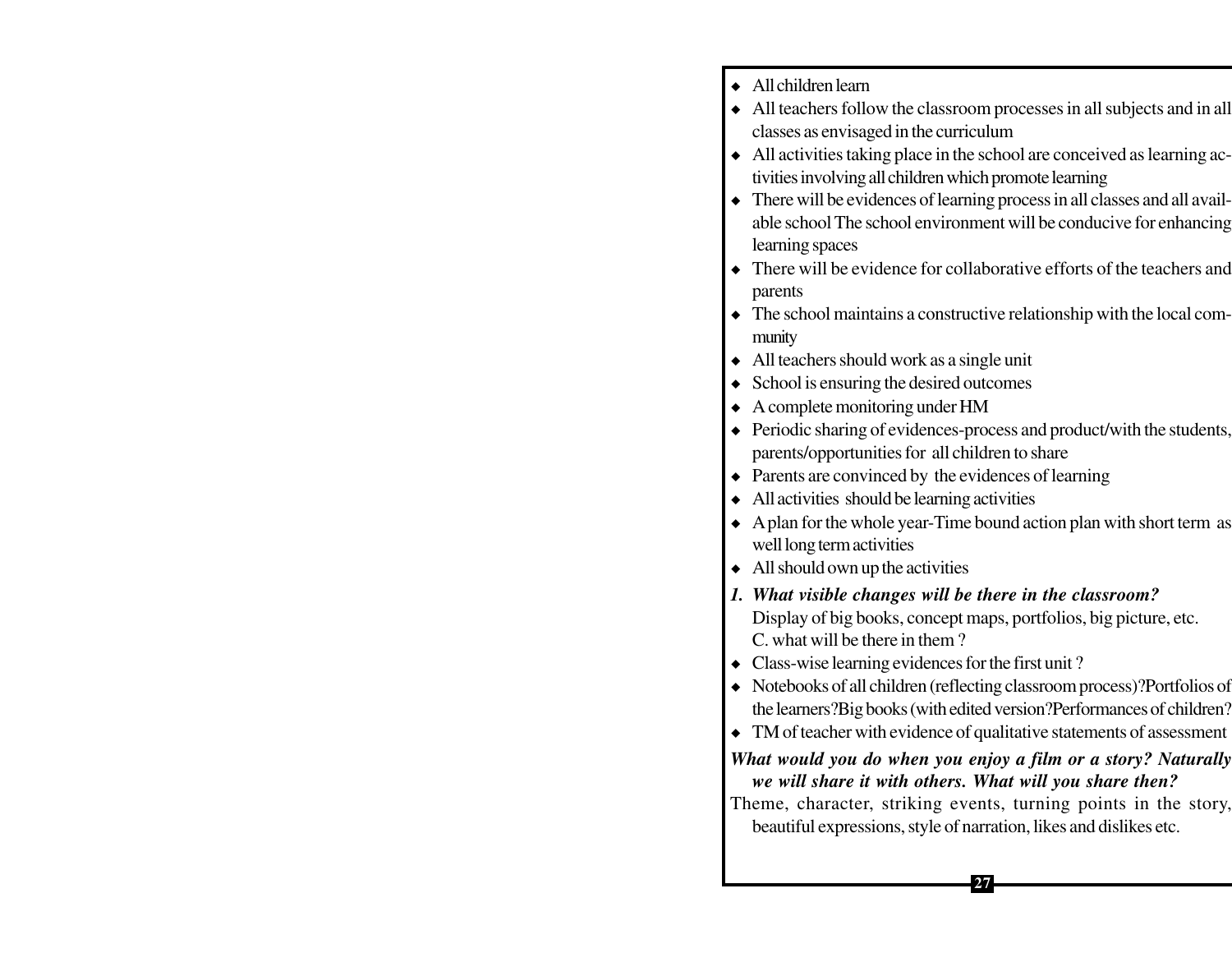- All children learn
- All teachers follow the classroom processes in all subjects and in all classes as envisaged in the curriculum
- All activities taking place in the school are conceived as learning activities involving all children which promote learning
- There will be evidences of learning process in all classes and all available school The school environment will be conducive for enhancing learning spaces
- There will be evidence for collaborative efforts of the teachers and parents
- The school maintains a constructive relationship with the local community
- All teachers should work as a single unit
- School is ensuring the desired outcomes
- A complete monitoring under HM
- Periodic sharing of evidences-process and product/with the students, parents/opportunities for all children to share
- Parents are convinced by the evidences of learning
- All activities should be learning activities
- A plan for the whole year-Time bound action plan with short term as well long term activities
- All should own up the activities

***1. What visible changes will be there in the classroom?***

Display of big books, concept maps, portfolios, big picture, etc.
C. what will be there in them ?

- Class-wise learning evidences for the first unit ?
- Notebooks of all children (reflecting classroom process)?Portfolios of the learners?Big books (with edited version?Performances of children?
- TM of teacher with evidence of qualitative statements of assessment

***What would you do when you enjoy a film or a story? Naturally we will share it with others. What will you share then?***

Theme, character, striking events, turning points in the story, beautiful expressions, style of narration, likes and dislikes etc.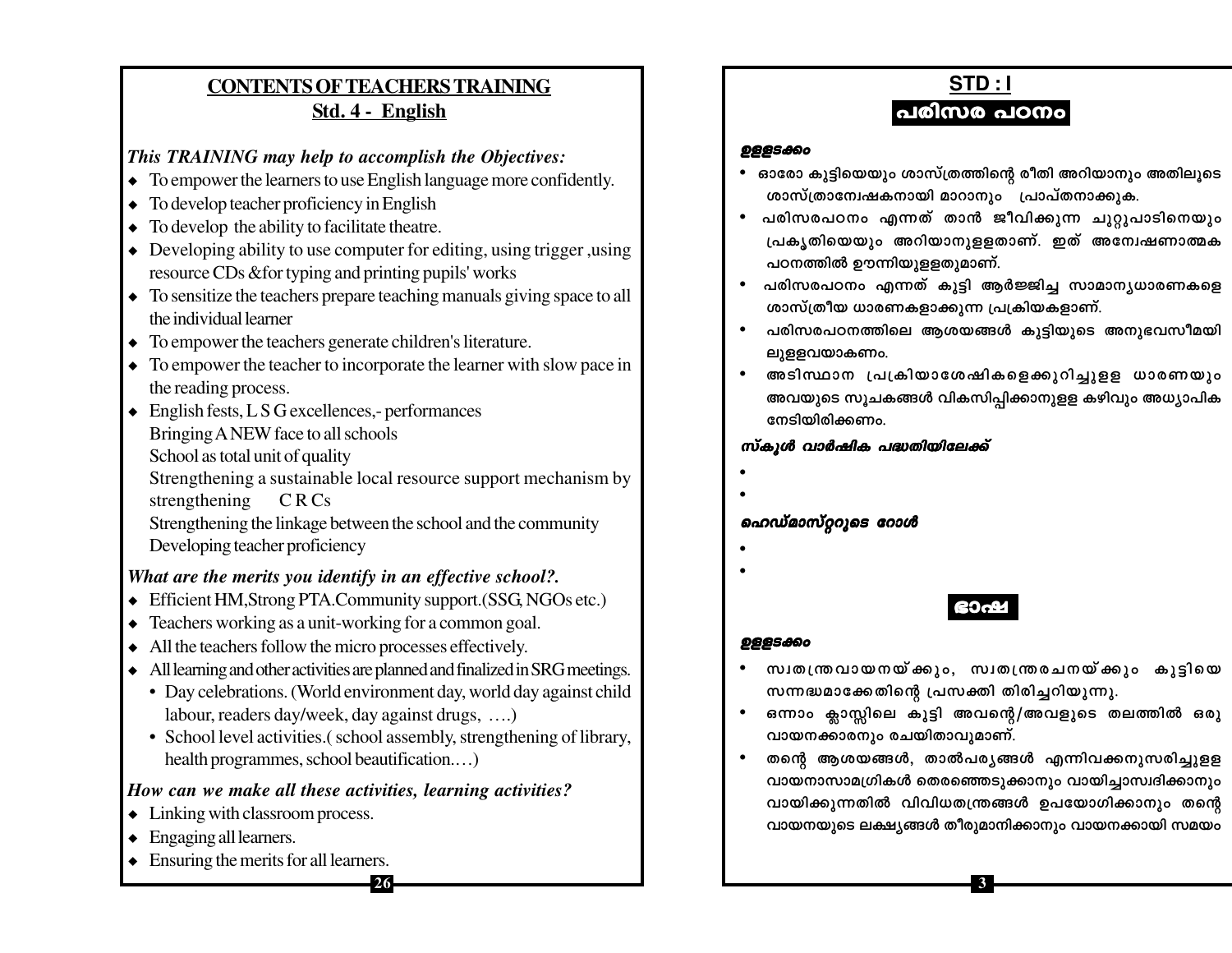## CONTENTS OF TEACHERS TRAINING
## Std. 4 - English

### *This TRAINING may help to accomplish the Objectives:*

- To empower the learners to use English language more confidently.
- To develop teacher proficiency in English
- To develop the ability to facilitate theatre.
- Developing ability to use computer for editing, using trigger ,using resource CDs &for typing and printing pupils' works
- To sensitize the teachers prepare teaching manuals giving space to all the individual learner
- To empower the teachers generate children's literature.
- To empower the teacher to incorporate the learner with slow pace in the reading process.
- English fests, L S G excellences,- performances
  Bringing A NEW face to all schools
  School as total unit of quality
  Strengthening a sustainable local resource support mechanism by strengthening C R Cs
  Strengthening the linkage between the school and the community
  Developing teacher proficiency

### *What are the merits you identify in an effective school?.*

- Efficient HM,Strong PTA.Community support.(SSG, NGOs etc.)
- Teachers working as a unit-working for a common goal.
- All the teachers follow the micro processes effectively.
- All learning and other activities are planned and finalized in SRG meetings.
  - Day celebrations. (World environment day, world day against child labour, readers day/week, day against drugs, ….)
  - School level activities.( school assembly, strengthening of library, health programmes, school beautification.…)

### *How can we make all these activities, learning activities?*

- Linking with classroom process.
- Engaging all learners.
- Ensuring the merits for all learners.

## STD : I

## പരിസര പഠനം

***ഉള്ളടക്കം***

- ഓരോ കുട്ടിയെയും ശാസ്ത്രത്തിന്റെ രീതി അറിയാനും അതിലൂടെ ശാസ്ത്രാന്വേഷകനായി മാറാനും പ്രാപ്തനാക്കുക.
- പരിസരപഠനം എന്നത് താൻ ജീവിക്കുന്ന ചുറ്റുപാടിനെയും പ്രകൃതിയെയും അറിയാനുള്ളതാണ്. ഇത് അന്വേഷണാത്മക പഠനത്തിൽ ഊന്നിയുള്ളതുമാണ്.
- പരിസരപഠനം എന്നത് കുട്ടി ആർജ്ജിച്ച സാമാന്യധാരണകളെ ശാസ്ത്രീയ ധാരണകളാക്കുന്ന പ്രക്രിയകളാണ്.
- പരിസരപഠനത്തിലെ ആശയങ്ങൾ കുട്ടിയുടെ അനുഭവസീമയിലുള്ളവയാകണം.
- അടിസ്ഥാന പ്രക്രിയാശേഷികളെക്കുറിച്ചുള്ള ധാരണയും അവയുടെ സൂചകങ്ങൾ വികസിപ്പിക്കാനുള്ള കഴിവും അധ്യാപിക നേടിയിരിക്കണം.

***സ്കൂൾ വാർഷിക പദ്ധതിയിലേക്ക്***

- 
- 

***ഹെഡ്മാസ്റ്ററുടെ റോൾ***

- 
- 

## ഭാഷ

***ഉള്ളടക്കം***

- സ്വതന്ത്രവായനയ്ക്കും, സ്വതന്ത്രരചനയ്ക്കും കുട്ടിയെ സന്നദ്ധമാക്കേതിന്റെ പ്രസക്തി തിരിച്ചറിയുന്നു.
- ഒന്നാം ക്ലാസ്സിലെ കുട്ടി അവന്റെ/അവളുടെ തലത്തിൽ ഒരു വായനക്കാരനും രചയിതാവുമാണ്.
- തന്റെ ആശയങ്ങൾ, താൽപര്യങ്ങൾ എന്നിവക്കനുസരിച്ചുള്ള വായനാസാമഗ്രികൾ തെരഞ്ഞെടുക്കാനും വായിച്ചാസ്വദിക്കാനും വായിക്കുന്നതിൽ വിവിധതന്ത്രങ്ങൾ ഉപയോഗിക്കാനും തന്റെ വായനയുടെ ലക്ഷ്യങ്ങൾ തീരുമാനിക്കാനും വായനക്കായി സമയം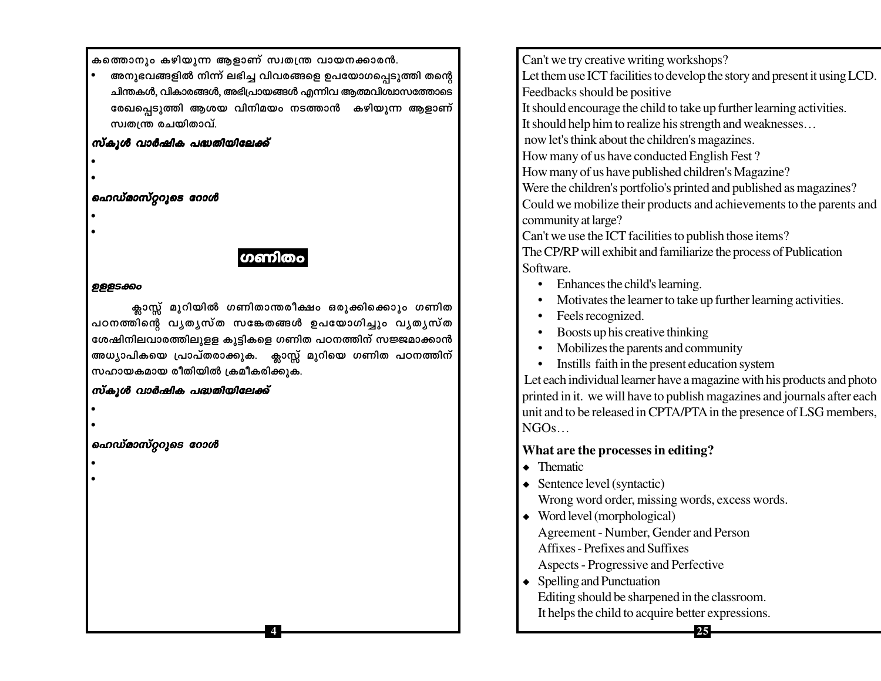കത്തൊനും കഴിയുന്ന ആളാണ് സ്വതന്ത്ര വായനക്കാരൻ.

- അനുഭവങ്ങളിൽ നിന്ന് ലഭിച്ച വിവരങ്ങളെ ഉപയോഗപ്പെടുത്തി തന്റെ ചിന്തകൾ, വികാരങ്ങൾ, അഭിപ്രായങ്ങൾ എന്നിവ ആത്മവിശ്വാസത്തോടെ രേഖപ്പെടുത്തി ആശയ വിനിമയം നടത്താൻ കഴിയുന്ന ആളാണ് സ്വതന്ത്ര രചയിതാവ്.

***സ്കൂൾ വാർഷിക പദ്ധതിയിലേക്ക്***

- 
- 

***ഹെഡ്മാസ്റ്ററുടെ റോൾ***

- 
- 

## ഗണിതം

***ഉള്ളടക്കം***

ക്ലാസ്സ് മുറിയിൽ ഗണിതാന്തരീക്ഷം ഒരുക്കിക്കൊും ഗണിത പഠനത്തിന്റെ വ്യത്യസ്ത സങ്കേതങ്ങൾ ഉപയോഗിച്ചും വ്യത്യസ്ത ശേഷിനിലവാരത്തിലുള്ള കുട്ടികളെ ഗണിത പഠനത്തിന് സജ്ജമാക്കാൻ അധ്യാപികയെ പ്രാപ്തരാക്കുക. ക്ലാസ്സ് മുറിയെ ഗണിത പഠനത്തിന് സഹായകമായ രീതിയിൽ ക്രമീകരിക്കുക.

***സ്കൂൾ വാർഷിക പദ്ധതിയിലേക്ക്***

- 
- 

***ഹെഡ്മാസ്റ്ററുടെ റോൾ***

- 
- 

Can't we try creative writing workshops?
Let them use ICT facilities to develop the story and present it using LCD.
Feedbacks should be positive
It should encourage the child to take up further learning activities.
It should help him to realize his strength and weaknesses…
now let's think about the children's magazines.
How many of us have conducted English Fest ?
How many of us have published children's Magazine?
Were the children's portfolio's printed and published as magazines?
Could we mobilize their products and achievements to the parents and community at large?
Can't we use the ICT facilities to publish those items?
The CP/RP will exhibit and familiarize the process of Publication Software.

- Enhances the child's learning.
- Motivates the learner to take up further learning activities.
- Feels recognized.
- Boosts up his creative thinking
- Mobilizes the parents and community
- Instills faith in the present education system

Let each individual learner have a magazine with his products and photo printed in it. we will have to publish magazines and journals after each unit and to be released in CPTA/PTA in the presence of LSG members, NGOs…

**What are the processes in editing?**

- Thematic
- Sentence level (syntactic)
  Wrong word order, missing words, excess words.
- Word level (morphological)
  Agreement - Number, Gender and Person
  Affixes - Prefixes and Suffixes
  Aspects - Progressive and Perfective
- Spelling and Punctuation
  Editing should be sharpened in the classroom.
  It helps the child to acquire better expressions.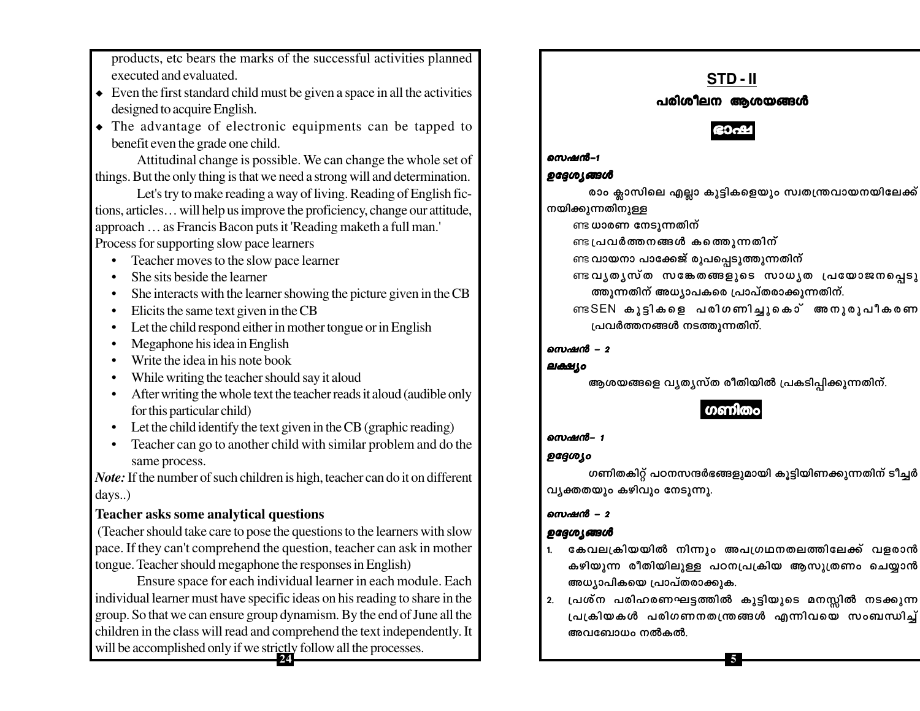products, etc bears the marks of the successful activities planned executed and evaluated.

- Even the first standard child must be given a space in all the activities designed to acquire English.
- The advantage of electronic equipments can be tapped to benefit even the grade one child.

Attitudinal change is possible. We can change the whole set of things. But the only thing is that we need a strong will and determination.

Let's try to make reading a way of living. Reading of English fictions, articles… will help us improve the proficiency, change our attitude, approach … as Francis Bacon puts it 'Reading maketh a full man.'

Process for supporting slow pace learners

- Teacher moves to the slow pace learner
- She sits beside the learner
- She interacts with the learner showing the picture given in the CB
- Elicits the same text given in the CB
- Let the child respond either in mother tongue or in English
- Megaphone his idea in English
- Write the idea in his note book
- While writing the teacher should say it aloud
- After writing the whole text the teacher reads it aloud (audible only for this particular child)
- Let the child identify the text given in the CB (graphic reading)
- Teacher can go to another child with similar problem and do the same process.

***Note:*** If the number of such children is high, teacher can do it on different days..)

**Teacher asks some analytical questions**

(Teacher should take care to pose the questions to the learners with slow pace. If they can't comprehend the question, teacher can ask in mother tongue. Teacher should megaphone the responses in English)

Ensure space for each individual learner in each module. Each individual learner must have specific ideas on his reading to share in the group. So that we can ensure group dynamism. By the end of June all the children in the class will read and comprehend the text independently. It will be accomplished only if we strictly follow all the processes.

# STD - II

## പരിശീലന ആശയങ്ങൾ

### ഭാഷ

***സെഷൻ-1***

***ഉദ്ദേശ്യങ്ങൾ***

രാം ക്ലാസിലെ എല്ലാ കുട്ടികളെയും സ്വതന്ത്രവായനയിലേക്ക് നയിക്കുന്നതിനുള്ള

- ധാരണ നേടുന്നതിന്
- പ്രവർത്തനങ്ങൾ കത്തെുന്നതിന്
- വായനാ പാക്കേജ് രൂപപ്പെടുത്തുന്നതിന്
- വ്യത്യസ്ത സങ്കേതങ്ങളുടെ സാധ്യത പ്രയോജനപ്പെടുത്തുന്നതിന് അധ്യാപകരെ പ്രാപ്തരാക്കുന്നതിന്.
- SEN കുട്ടികളെ പരിഗണിച്ചുകൊ് അനുരൂപീകരണ പ്രവർത്തനങ്ങൾ നടത്തുന്നതിന്.

***സെഷൻ - 2***

***ലക്ഷ്യം***

ആശയങ്ങളെ വ്യത്യസ്ത രീതിയിൽ പ്രകടിപ്പിക്കുന്നതിന്.

### ഗണിതം

***സെഷൻ- 1***

***ഉദ്ദേശ്യം***

ഗണിതകിറ്റ് പഠനസന്ദർഭങ്ങളുമായി കൂട്ടിയിണക്കുന്നതിന് ടീച്ചർ വ്യക്തതയും കഴിവും നേടുന്നു.

***സെഷൻ - 2***

***ഉദ്ദേശ്യങ്ങൾ***

1. കേവലക്രിയയിൽ നിന്നും അപഗ്രഥനതലത്തിലേക്ക് വളരാൻ കഴിയുന്ന രീതിയിലുള്ള പഠനപ്രക്രിയ ആസൂത്രണം ചെയ്യാൻ അധ്യാപികയെ പ്രാപ്തരാക്കുക.
2. പ്രശ്ന പരിഹരണഘട്ടത്തിൽ കുട്ടിയുടെ മനസ്സിൽ നടക്കുന്ന പ്രക്രിയകൾ പരിഗണനതന്ത്രങ്ങൾ എന്നിവയെ സംബന്ധിച്ച് അവബോധം നൽകൽ.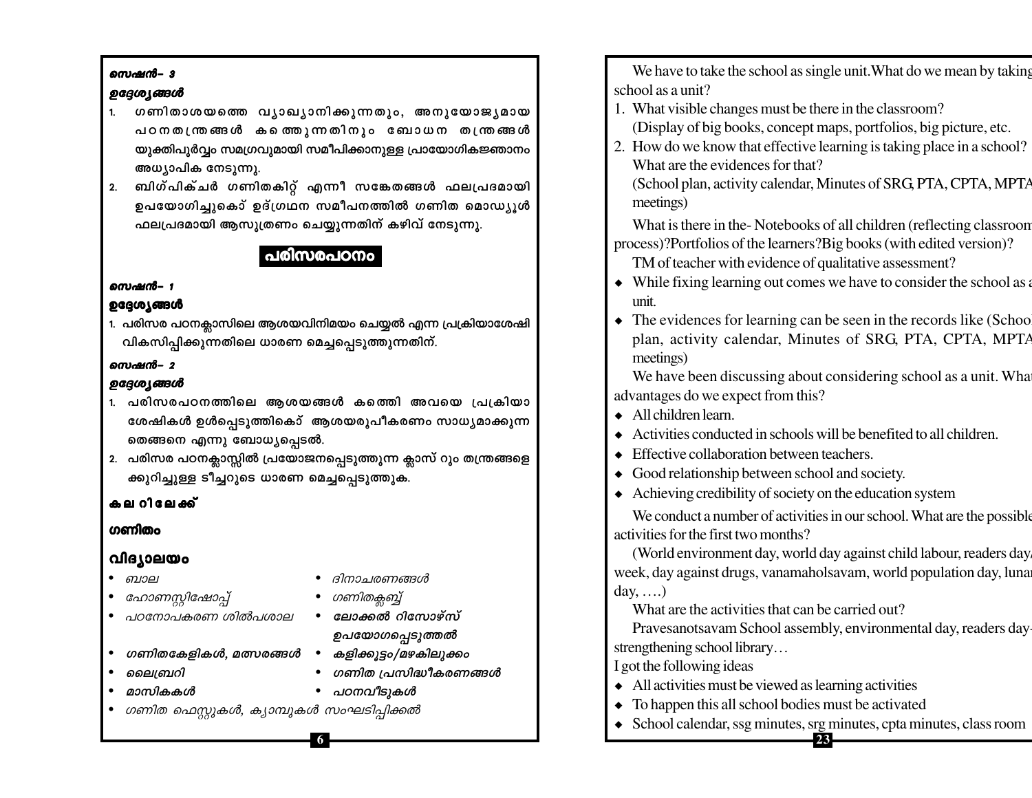***സെഷൻ– 3***

***ഉദ്ദേശ്യങ്ങൾ***

1. ഗണിതാശയത്തെ വ്യാഖ്യാനിക്കുന്നതും, അനുയോജ്യമായ പഠനതന്ത്രങ്ങൾ കത്തെുന്നതിനും ബോധന തന്ത്രങ്ങൾ യുക്തിപൂർവ്വം സമഗ്രവുമായി സമീപിക്കാനുള്ള പ്രായോഗികജ്ഞാനം അധ്യാപിക നേടുന്നു.
2. ബിഗ്പിക്ചർ ഗണിതകിറ്റ് എന്നീ സങ്കേതങ്ങൾ ഫലപ്രദമായി ഉപയോഗിച്ചുകൊ് ഉദ്ഗ്രഥന സമീപനത്തിൽ ഗണിത മൊഡ്യൂൾ ഫലപ്രദമായി ആസൂത്രണം ചെയ്യുന്നതിന് കഴിവ് നേടുന്നു.

## പരിസരപഠനം

***സെഷൻ– 1***

***ഉദ്ദേശ്യങ്ങൾ***

1. പരിസര പഠനക്ലാസിലെ ആശയവിനിമയം ചെയ്യൽ എന്ന പ്രക്രിയാശേഷി വികസിപ്പിക്കുന്നതിലെ ധാരണ മെച്ചപ്പെടുത്തുന്നതിന്.

***സെഷൻ– 2***

***ഉദ്ദേശ്യങ്ങൾ***

1. പരിസരപഠനത്തിലെ ആശയങ്ങൾ കത്തെി അവയെ പ്രക്രിയാശേഷികൾ ഉൾപ്പെടുത്തികൊ് ആശയരൂപീകരണം സാധ്യമാക്കുന്നതെങ്ങനെ എന്നു ബോധ്യപ്പെടൽ.
2. പരിസര പഠനക്ലാസ്സിൽ പ്രയോജനപ്പെടുത്തുന്ന ക്ലാസ് റൂം തന്ത്രങ്ങളെക്കുറിച്ചുള്ള ടീച്ചറുടെ ധാരണ മെച്ചപ്പെടുത്തുക.

**കല റിലേക്ക്**

**ഗണിതം**

### വിദ്യാലയം

- *ബാല*
- *ഹോണസ്റ്റിഷോപ്പ്*
- *പഠനോപകരണ ശിൽപശാല*
- ***ഗണിതകേളികൾ, മത്സരങ്ങൾ***
- ***ലൈബ്രറി***
- ***മാസികകൾ***
- *ദിനാചരണങ്ങൾ*
- *ഗണിതക്ലബ്ബ്*
- ***ലോക്കൽ റിസോഴ്സ് ഉപയോഗപ്പെടുത്തൽ***
- ***കളിക്കൂട്ടം/മഴകിലുക്കം***
- ***ഗണിത പ്രസിദ്ധീകരണങ്ങൾ***
- ***പഠനവീടുകൾ***
- *ഗണിത ഫെസ്റ്റുകൾ, ക്യാമ്പുകൾ സംഘടിപ്പിക്കൽ*

We have to take the school as single unit.What do we mean by taking school as a unit?

1. What visible changes must be there in the classroom?
   (Display of big books, concept maps, portfolios, big picture, etc.
2. How do we know that effective learning is taking place in a school? What are the evidences for that?
   (School plan, activity calendar, Minutes of SRG, PTA, CPTA, MPTA meetings)

What is there in the- Notebooks of all children (reflecting classroom process)?Portfolios of the learners?Big books (with edited version)?

TM of teacher with evidence of qualitative assessment?

- While fixing learning out comes we have to consider the school as a unit.
- The evidences for learning can be seen in the records like (School plan, activity calendar, Minutes of SRG, PTA, CPTA, MPTA meetings)

We have been discussing about considering school as a unit. What advantages do we expect from this?

- All children learn.
- Activities conducted in schools will be benefited to all children.
- Effective collaboration between teachers.
- Good relationship between school and society.
- Achieving credibility of society on the education system

We conduct a number of activities in our school. What are the possible activities for the first two months?

(World environment day, world day against child labour, readers day/week, day against drugs, vanamaholsavam, world population day, lunar day, ….)

What are the activities that can be carried out?

Pravesanotsavam School assembly, environmental day, readers day-strengthening school library…

I got the following ideas

- All activities must be viewed as learning activities
- To happen this all school bodies must be activated
- School calendar, ssg minutes, srg minutes, cpta minutes, class room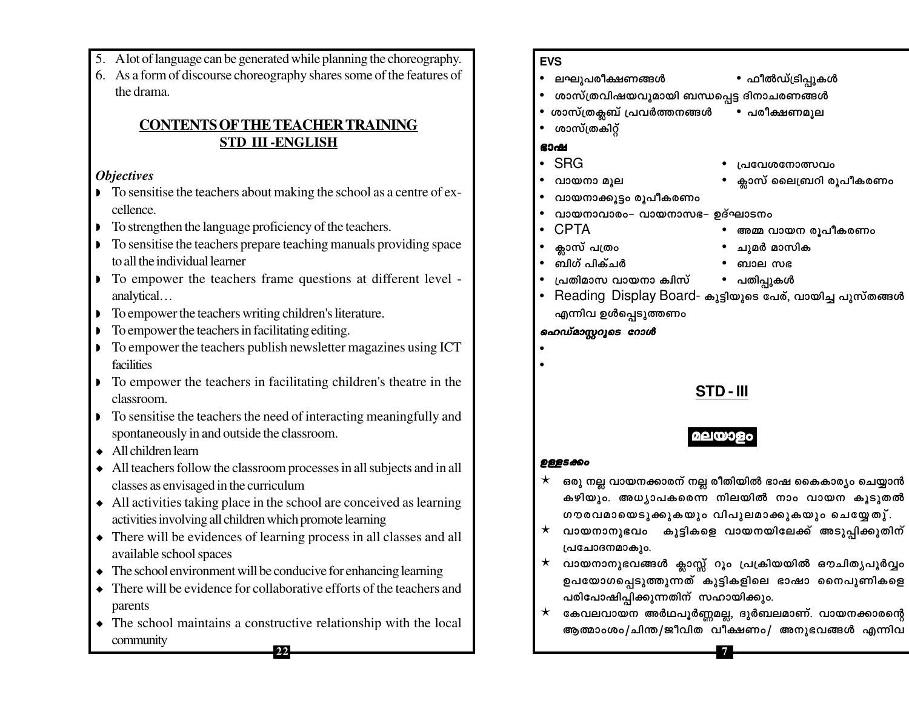5. A lot of language can be generated while planning the choreography.
6. As a form of discourse choreography shares some of the features of the drama.

## CONTENTS OF THE TEACHER TRAINING
## STD III -ENGLISH

***Objectives***

- To sensitise the teachers about making the school as a centre of excellence.
- To strengthen the language proficiency of the teachers.
- To sensitise the teachers prepare teaching manuals providing space to all the individual learner
- To empower the teachers frame questions at different level - analytical…
- To empower the teachers writing children's literature.
- To empower the teachers in facilitating editing.
- To empower the teachers publish newsletter magazines using ICT facilities
- To empower the teachers in facilitating children's theatre in the classroom.
- To sensitise the teachers the need of interacting meaningfully and spontaneously in and outside the classroom.

- All children learn
- All teachers follow the classroom processes in all subjects and in all classes as envisaged in the curriculum
- All activities taking place in the school are conceived as learning activities involving all children which promote learning
- There will be evidences of learning process in all classes and all available school spaces
- The school environment will be conducive for enhancing learning
- There will be evidence for collaborative efforts of the teachers and parents
- The school maintains a constructive relationship with the local community

**EVS**

- ലഘുപരീക്ഷണങ്ങൾ
- ഫീൽഡ്ട്രിപ്പുകൾ
- ശാസ്ത്രവിഷയവുമായി ബന്ധപ്പെട്ട ദിനാചരണങ്ങൾ
- ശാസ്ത്രക്ലബ് പ്രവർത്തനങ്ങൾ
- പരീക്ഷണമൂല
- ശാസ്ത്രകിറ്റ്

**ഭാഷ**

- SRG
- പ്രവേശനോത്സവം
- വായനാ മൂല
- ക്ലാസ് ലൈബ്രറി രൂപീകരണം
- വായനാക്കൂട്ടം രൂപീകരണം
- വായനാവാരം– വായനാസഭ– ഉദ്ഘാടനം
- CPTA
- അമ്മ വായന രൂപീകരണം
- ക്ലാസ് പത്രം
- ചുമർ മാസിക
- ബിഗ് പിക്ചർ
- ബാല സഭ
- പ്രതിമാസ വായനാ ക്വിസ്
- പതിപ്പുകൾ
- Reading Display Board- കുട്ടിയുടെ പേര്, വായിച്ച പുസ്തകങ്ങൾ എന്നിവ ഉൾപ്പെടുത്തണം

***ഹെഡ്മാസ്റ്ററുടെ റോൾ***

- 
- 

## STD - III

## മലയാളം

***ഉള്ളടക്കം***

★ ഒരു നല്ല വായനക്കാരന് നല്ല രീതിയിൽ ഭാഷ കൈകാര്യം ചെയ്യാൻ കഴിയും. അധ്യാപകരെന്ന നിലയിൽ നാം വായന കൂടുതൽ ഗൗരവമായെടുക്കുകയും വിപുലമാക്കുകയും ചെയ്യേതു്.

★ വായനാനുഭവം കുട്ടികളെ വായനയിലേക്ക് അടുപ്പിക്കുതിന് പ്രചോദനമാകും.

★ വായനാനുഭവങ്ങൾ ക്ലാസ്സ് റൂം പ്രക്രിയയിൽ ഔചിത്യപൂർവ്വം ഉപയോഗപ്പെടുത്തുന്നത് കുട്ടികളിലെ ഭാഷാ നൈപുണികളെ പരിപോഷിപ്പിക്കുന്നതിന് സഹായിക്കും.

★ കേവലവായന അർഥപൂർണ്ണമല്ല, ദുർബലമാണ്. വായനക്കാരന്റെ ആത്മാംശം/ചിന്ത/ജീവിത വീക്ഷണം/ അനുഭവങ്ങൾ എന്നിവ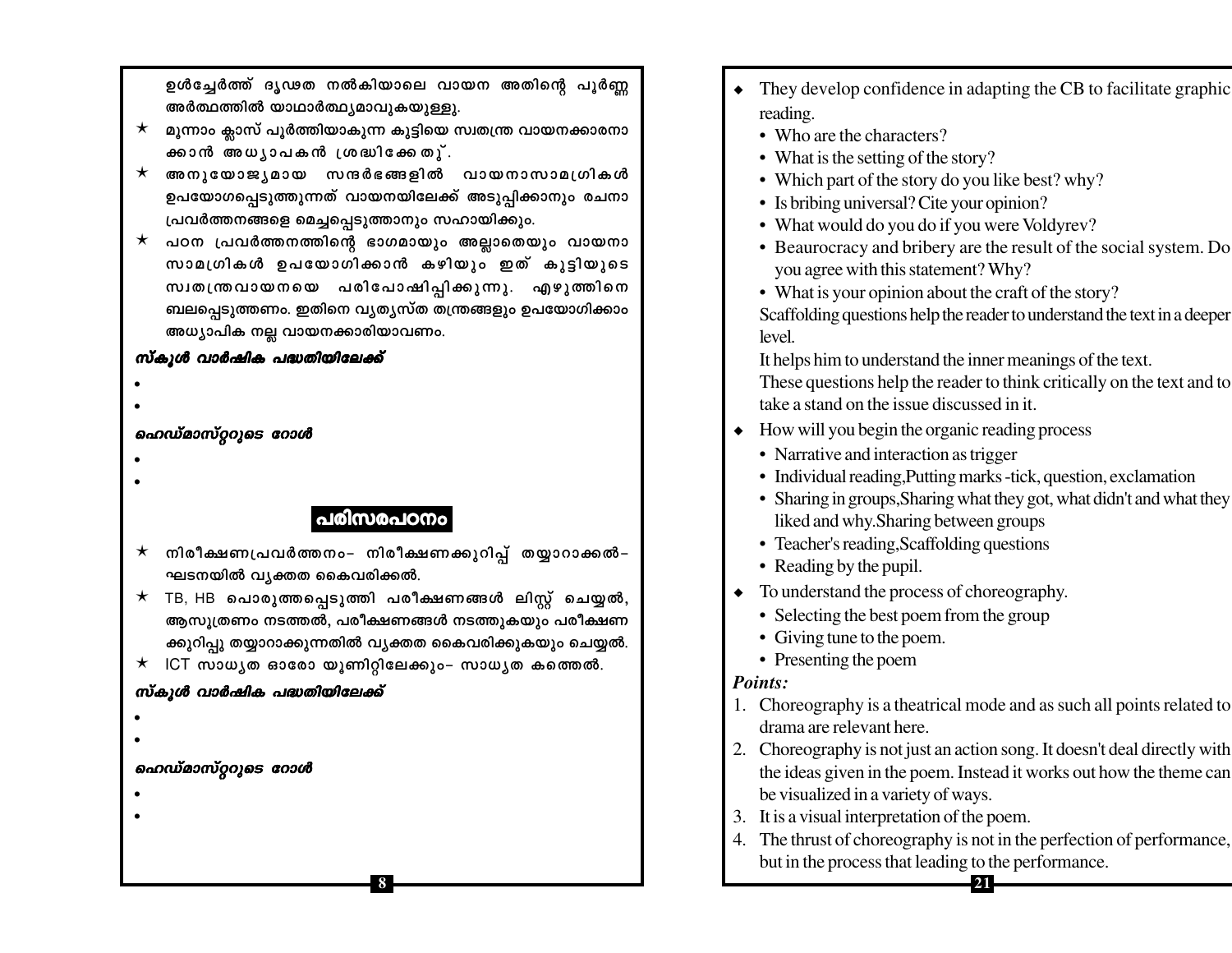ഉൾച്ചേർത്ത് ദൃഢത നൽകിയാലെ വായന അതിന്റെ പൂർണ്ണ അർത്ഥത്തിൽ യാഥാർത്ഥ്യമാവുകയുള്ളു.

★ മൂന്നാം ക്ലാസ് പൂർത്തിയാകുന്ന കുട്ടിയെ സ്വതന്ത്ര വായനക്കാരനാക്കാൻ അധ്യാപകൻ ശ്രദ്ധിക്കേതു്.

★ അനുയോജ്യമായ സന്ദർഭങ്ങളിൽ വായനാസാമഗ്രികൾ ഉപയോഗപ്പെടുത്തുന്നത് വായനയിലേക്ക് അടുപ്പിക്കാനും രചനാ പ്രവർത്തനങ്ങളെ മെച്ചപ്പെടുത്താനും സഹായിക്കും.

★ പഠന പ്രവർത്തനത്തിന്റെ ഭാഗമായും അല്ലാതെയും വായനാ സാമഗ്രികൾ ഉപയോഗിക്കാൻ കഴിയും ഇത് കുട്ടിയുടെ സ്വതന്ത്രവായനയെ പരിപോഷിപ്പിക്കുന്നു. എഴുത്തിനെ ബലപ്പെടുത്തണം. ഇതിനെ വ്യത്യസ്ത തന്ത്രങ്ങളും ഉപയോഗിക്കാം അധ്യാപിക നല്ല വായനക്കാരിയാവണം.

***സ്കൂൾ വാർഷിക പദ്ധതിയിലേക്ക്***

- 
- 

***ഹെഡ്മാസ്റ്ററുടെ റോൾ***

- 
- 

## പരിസരപഠനം

★ നിരീക്ഷണപ്രവർത്തനം– നിരീക്ഷണക്കുറിപ്പ് തയ്യാറാക്കൽ– ഘടനയിൽ വ്യക്തത കൈവരിക്കൽ.

★ TB, HB പൊരുത്തപ്പെടുത്തി പരീക്ഷണങ്ങൾ ലിസ്റ്റ് ചെയ്യൽ, ആസൂത്രണം നടത്തൽ, പരീക്ഷണങ്ങൾ നടത്തുകയും പരീക്ഷണക്കുറിപ്പു തയ്യാറാക്കുന്നതിൽ വ്യക്തത കൈവരിക്കുകയും ചെയ്യൽ.

★ ICT സാധ്യത ഓരോ യൂണിറ്റിലേക്കും– സാധ്യത കത്തെൽ.

***സ്കൂൾ വാർഷിക പദ്ധതിയിലേക്ക്***

- 
- 

***ഹെഡ്മാസ്റ്ററുടെ റോൾ***

- 
- 

- They develop confidence in adapting the CB to facilitate graphic reading.
  - Who are the characters?
  - What is the setting of the story?
  - Which part of the story do you like best? why?
  - Is bribing universal? Cite your opinion?
  - What would do you do if you were Voldyrev?
  - Beaurocracy and bribery are the result of the social system. Do you agree with this statement? Why?
  - What is your opinion about the craft of the story?

  Scaffolding questions help the reader to understand the text in a deeper level.

  It helps him to understand the inner meanings of the text.

  These questions help the reader to think critically on the text and to take a stand on the issue discussed in it.

- How will you begin the organic reading process
  - Narrative and interaction as trigger
  - Individual reading,Putting marks -tick, question, exclamation
  - Sharing in groups,Sharing what they got, what didn't and what they liked and why.Sharing between groups
  - Teacher's reading,Scaffolding questions
  - Reading by the pupil.
- To understand the process of choreography.
  - Selecting the best poem from the group
  - Giving tune to the poem.
  - Presenting the poem

***Points:***

1. Choreography is a theatrical mode and as such all points related to drama are relevant here.
2. Choreography is not just an action song. It doesn't deal directly with the ideas given in the poem. Instead it works out how the theme can be visualized in a variety of ways.
3. It is a visual interpretation of the poem.
4. The thrust of choreography is not in the perfection of performance, but in the process that leading to the performance.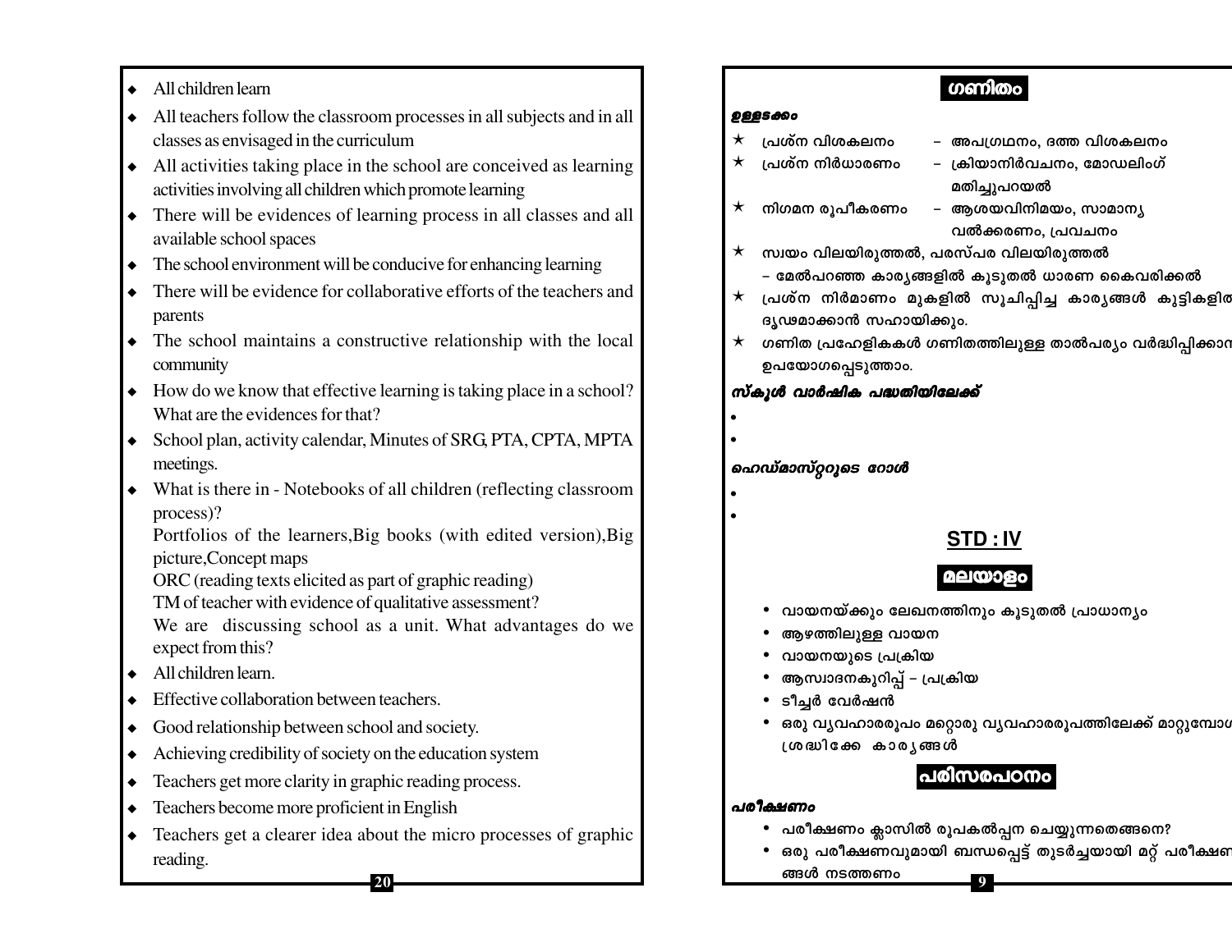- All children learn
- All teachers follow the classroom processes in all subjects and in all classes as envisaged in the curriculum
- All activities taking place in the school are conceived as learning activities involving all children which promote learning
- There will be evidences of learning process in all classes and all available school spaces
- The school environment will be conducive for enhancing learning
- There will be evidence for collaborative efforts of the teachers and parents
- The school maintains a constructive relationship with the local community
- How do we know that effective learning is taking place in a school? What are the evidences for that?
- School plan, activity calendar, Minutes of SRG, PTA, CPTA, MPTA meetings.
- What is there in - Notebooks of all children (reflecting classroom process)?

  Portfolios of the learners,Big books (with edited version),Big picture,Concept maps

  ORC (reading texts elicited as part of graphic reading)

  TM of teacher with evidence of qualitative assessment?

  We are discussing school as a unit. What advantages do we expect from this?
- All children learn.
- Effective collaboration between teachers.
- Good relationship between school and society.
- Achieving credibility of society on the education system
- Teachers get more clarity in graphic reading process.
- Teachers become more proficient in English
- Teachers get a clearer idea about the micro processes of graphic reading.

## ഗണിതം

***ഉള്ളടക്കം***

- ★ പ്രശ്ന വിശകലനം – അപഗ്രഥനം, ദത്ത വിശകലനം
- ★ പ്രശ്ന നിർധാരണം – ക്രിയാനിർവചനം, മോഡലിംഗ് മതിച്ചുപറയൽ
- ★ നിഗമന രൂപീകരണം – ആശയവിനിമയം, സാമാന്യ വൽക്കരണം, പ്രവചനം
- ★ സ്വയം വിലയിരുത്തൽ, പരസ്പര വിലയിരുത്തൽ – മേൽപറഞ്ഞ കാര്യങ്ങളിൽ കൂടുതൽ ധാരണ കൈവരിക്കൽ
- ★ പ്രശ്ന നിർമാണം മുകളിൽ സൂചിപ്പിച്ച കാര്യങ്ങൾ കുട്ടികളിൽ ദൃഢമാക്കാൻ സഹായിക്കും.
- ★ ഗണിത പ്രഹേളികകൾ ഗണിതത്തിലുള്ള താൽപര്യം വർദ്ധിപ്പിക്കാൻ ഉപയോഗപ്പെടുത്താം.

***സ്കൂൾ വാർഷിക പദ്ധതിയിലേക്ക്***

-
-

***ഹെഡ്മാസ്റ്ററുടെ റോൾ***

-
-

## STD : IV

### മലയാളം

- വായനയ്ക്കും ലേഖനത്തിനും കൂടുതൽ പ്രാധാന്യം
- ആഴത്തിലുള്ള വായന
- വായനയുടെ പ്രക്രിയ
- ആസ്വാദനകുറിപ്പ് – പ്രക്രിയ
- ടീച്ചർ വേർഷൻ
- ഒരു വ്യവഹാരരൂപം മറ്റൊരു വ്യവഹാരരൂപത്തിലേക്ക് മാറ്റുമ്പോൾ ശ്രദ്ധിക്കേ കാര്യങ്ങൾ

### പരിസരപഠനം

***പരീക്ഷണം***

- പരീക്ഷണം ക്ലാസിൽ രൂപകൽപ്പന ചെയ്യുന്നതെങ്ങനെ?
- ഒരു പരീക്ഷണവുമായി ബന്ധപ്പെട്ട് തുടർച്ചയായി മറ്റ് പരീക്ഷണങ്ങൾ നടത്തണം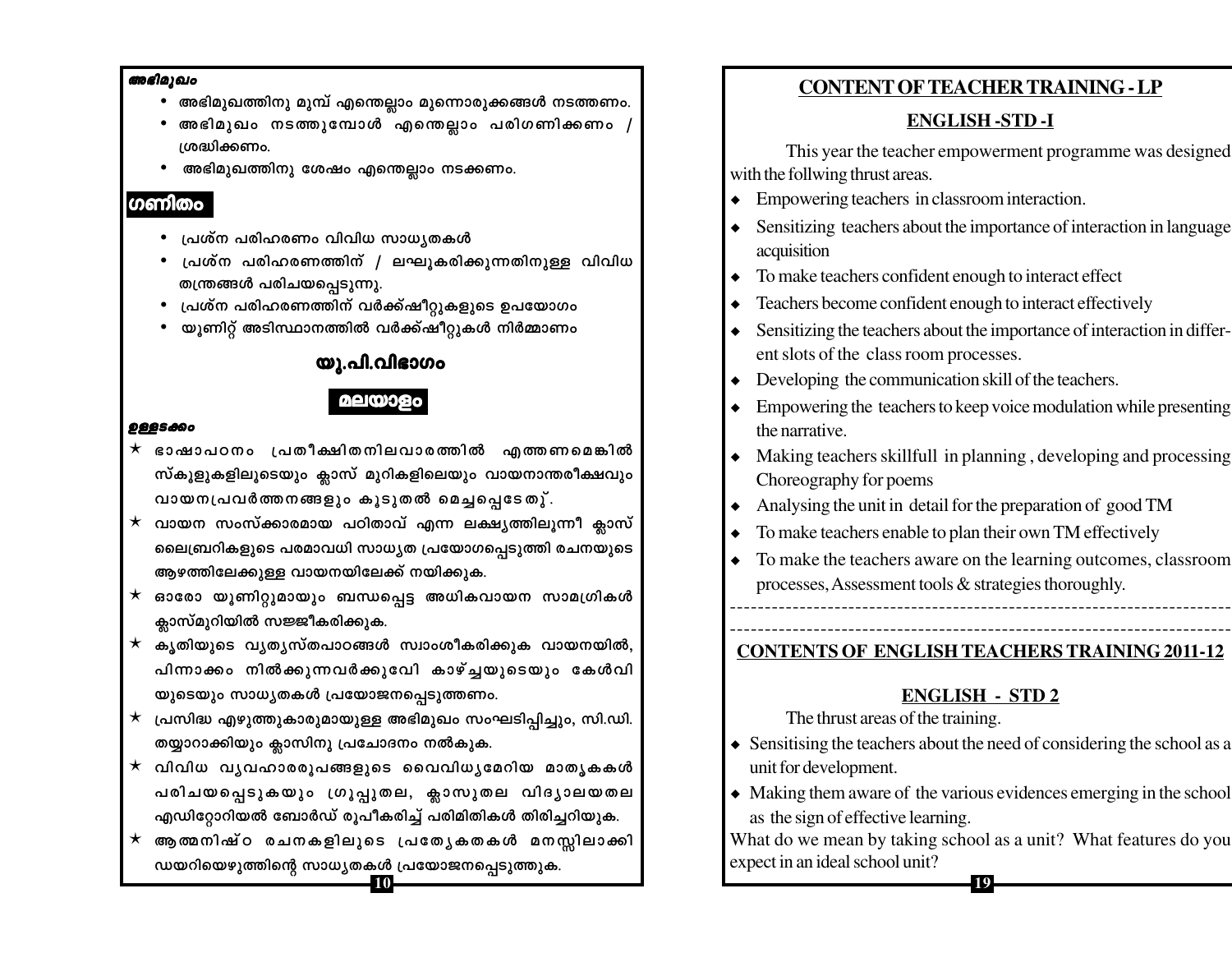***അഭിമുഖം***

- അഭിമുഖത്തിനു മുമ്പ് എന്തെല്ലാം മുന്നൊരുക്കങ്ങൾ നടത്തണം.
- അഭിമുഖം നടത്തുമ്പോൾ എന്തെല്ലാം പരിഗണിക്കണം / ശ്രദ്ധിക്കണം.
- അഭിമുഖത്തിനു ശേഷം എന്തെല്ലാം നടക്കണം.

## ഗണിതം

- പ്രശ്ന പരിഹരണം വിവിധ സാധ്യതകൾ
- പ്രശ്ന പരിഹരണത്തിന് / ലഘൂകരിക്കുന്നതിനുള്ള വിവിധ തന്ത്രങ്ങൾ പരിചയപ്പെടുന്നു.
- പ്രശ്ന പരിഹരണത്തിന് വർക്ക്ഷീറ്റുകളുടെ ഉപയോഗം
- യൂണിറ്റ് അടിസ്ഥാനത്തിൽ വർക്ക്ഷീറ്റുകൾ നിർമ്മാണം

## യു.പി.വിഭാഗം

## മലയാളം

***ഉള്ളടക്കം***

★ ഭാഷാപഠനം പ്രതീക്ഷിതനിലവാരത്തിൽ എത്തണമെങ്കിൽ സ്കൂളുകളിലൂടെയും ക്ലാസ് മുറികളിലെയും വായനാന്തരീക്ഷവും വായനപ്രവർത്തനങ്ങളും കൂടുതൽ മെച്ചപ്പെടേതു്.

★ വായന സംസ്കാരമായ പഠിതാവ് എന്ന ലക്ഷ്യത്തിലൂന്നി ക്ലാസ് ലൈബ്രറികളുടെ പരമാവധി സാധ്യത പ്രയോഗപ്പെടുത്തി രചനയുടെ ആഴത്തിലേക്കുള്ള വായനയിലേക്ക് നയിക്കുക.

★ ഓരോ യൂണിറ്റുമായും ബന്ധപ്പെട്ട അധികവായന സാമഗ്രികൾ ക്ലാസ്മുറിയിൽ സജ്ജീകരിക്കുക.

★ കൃതിയുടെ വ്യത്യസ്തപാഠങ്ങൾ സ്വാംശീകരിക്കുക വായനയിൽ, പിന്നാക്കം നിൽക്കുന്നവർക്കുവേി കാഴ്ച്ചയുടെയും കേൾവി യുടെയും സാധ്യതകൾ പ്രയോജനപ്പെടുത്തണം.

★ പ്രസിദ്ധ എഴുത്തുകാരുമായുള്ള അഭിമുഖം സംഘടിപ്പിച്ചും, സി.ഡി. തയ്യാറാക്കിയും ക്ലാസിനു പ്രചോദനം നൽകുക.

★ വിവിധ വ്യവഹാരരൂപങ്ങളുടെ വൈവിധ്യമേറിയ മാതൃകകൾ പരിചയപ്പെടുകയും ഗ്രൂപ്പുതല, ക്ലാസുതല വിദ്യാലയതല എഡിറ്റോറിയൽ ബോർഡ് രൂപീകരിച്ച് പരിമിതികൾ തിരിച്ചറിയുക.

★ ആത്മനിഷ്ഠ രചനകളിലൂടെ പ്രത്യേകതകൾ മനസ്സിലാക്കി ഡയറിയെഴുത്തിന്റെ സാധ്യതകൾ പ്രയോജനപ്പെടുത്തുക.

## CONTENT OF TEACHER TRAINING - LP

### ENGLISH -STD -I

This year the teacher empowerment programme was designed with the follwing thrust areas.

- Empowering teachers in classroom interaction.
- Sensitizing teachers about the importance of interaction in language acquisition
- To make teachers confident enough to interact effect
- Teachers become confident enough to interact effectively
- Sensitizing the teachers about the importance of interaction in different slots of the class room processes.
- Developing the communication skill of the teachers.
- Empowering the teachers to keep voice modulation while presenting the narrative.
- Making teachers skillfull in planning , developing and processing Choreography for poems
- Analysing the unit in detail for the preparation of good TM
- To make teachers enable to plan their own TM effectively
- To make the teachers aware on the learning outcomes, classroom processes, Assessment tools & strategies thoroughly.

---

## CONTENTS OF ENGLISH TEACHERS TRAINING 2011-12

### ENGLISH - STD 2

The thrust areas of the training.

- Sensitising the teachers about the need of considering the school as a unit for development.
- Making them aware of the various evidences emerging in the school as the sign of effective learning.

What do we mean by taking school as a unit? What features do you expect in an ideal school unit?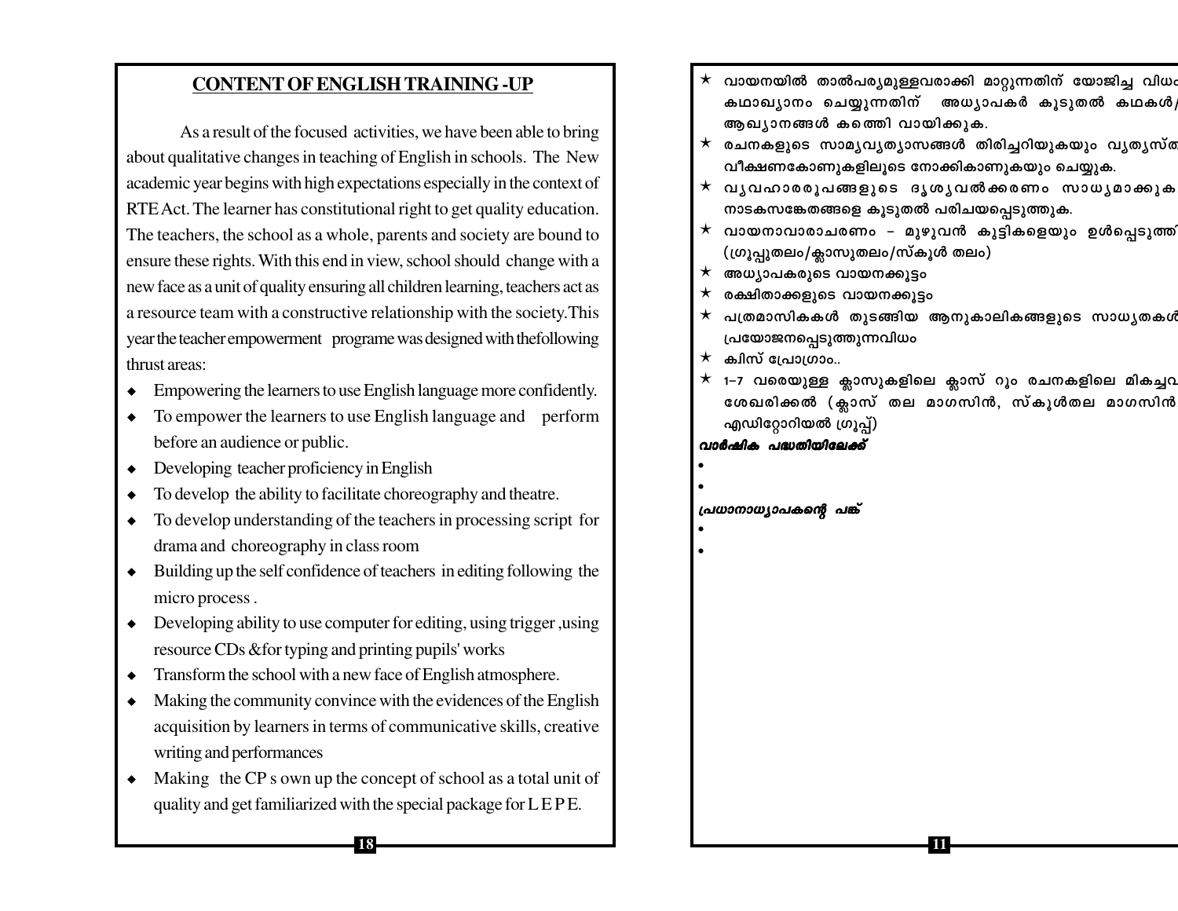## CONTENT OF ENGLISH TRAINING -UP

As a result of the focused activities, we have been able to bring about qualitative changes in teaching of English in schools. The New academic year begins with high expectations especially in the context of RTE Act. The learner has constitutional right to get quality education. The teachers, the school as a whole, parents and society are bound to ensure these rights. With this end in view, school should change with a new face as a unit of quality ensuring all children learning, teachers act as a resource team with a constructive relationship with the society.This year the teacher empowerment programe was designed with thefollowing thrust areas:

- Empowering the learners to use English language more confidently.
- To empower the learners to use English language and perform before an audience or public.
- Developing teacher proficiency in English
- To develop the ability to facilitate choreography and theatre.
- To develop understanding of the teachers in processing script for drama and choreography in class room
- Building up the self confidence of teachers in editing following the micro process .
- Developing ability to use computer for editing, using trigger ,using resource CDs &for typing and printing pupils' works
- Transform the school with a new face of English atmosphere.
- Making the community convince with the evidences of the English acquisition by learners in terms of communicative skills, creative writing and performances
- Making the CP s own up the concept of school as a total unit of quality and get familiarized with the special package for L E P E.

★ വായനയിൽ താൽപര്യമുള്ളവരാക്കി മാറ്റുന്നതിന് യോജിച്ച വിധം കഥാഖ്യാനം ചെയ്യുന്നതിന് അധ്യാപകർ കൂടുതൽ കഥകൾ/ആഖ്യാനങ്ങൾ കണ്ടെത്തി വായിക്കുക.

★ രചനകളുടെ സാമ്യവ്യത്യാസങ്ങൾ തിരിച്ചറിയുകയും വ്യത്യസ്ത വീക്ഷണകോണുകളിലൂടെ നോക്കികാണുകയും ചെയ്യുക.

★ വ്യവഹാരരൂപങ്ങളുടെ ദൃശ്യവൽക്കരണം സാധ്യമാക്കുക. നാടകസങ്കേതങ്ങളെ കൂടുതൽ പരിചയപ്പെടുത്തുക.

★ വായനാവാരാചരണം - മുഴുവൻ കുട്ടികളെയും ഉൾപ്പെടുത്തി (ഗ്രൂപ്പുതലം/ക്ലാസുതലം/സ്കൂൾ തലം)

★ അധ്യാപകരുടെ വായനക്കൂട്ടം

★ രക്ഷിതാക്കളുടെ വായനക്കൂട്ടം

★ പത്രമാസികകൾ തുടങ്ങിയ ആനുകാലികങ്ങളുടെ സാധ്യതകൾ പ്രയോജനപ്പെടുത്തുന്നവിധം

★ ക്വിസ് പ്രോഗ്രാം..

★ 1–7 വരെയുള്ള ക്ലാസുകളിലെ ക്ലാസ് റൂം രചനകളിലെ മികച്ചവ ശേഖരിക്കൽ (ക്ലാസ് തല മാഗസിൻ, സ്കൂൾതല മാഗസിൻ, എഡിറ്റോറിയൽ ഗ്രൂപ്പ്)

***വാർഷിക പദ്ധതിയിലേക്ക്***

-
-

***പ്രധാനാധ്യാപകന്റെ പങ്ക്***

-
-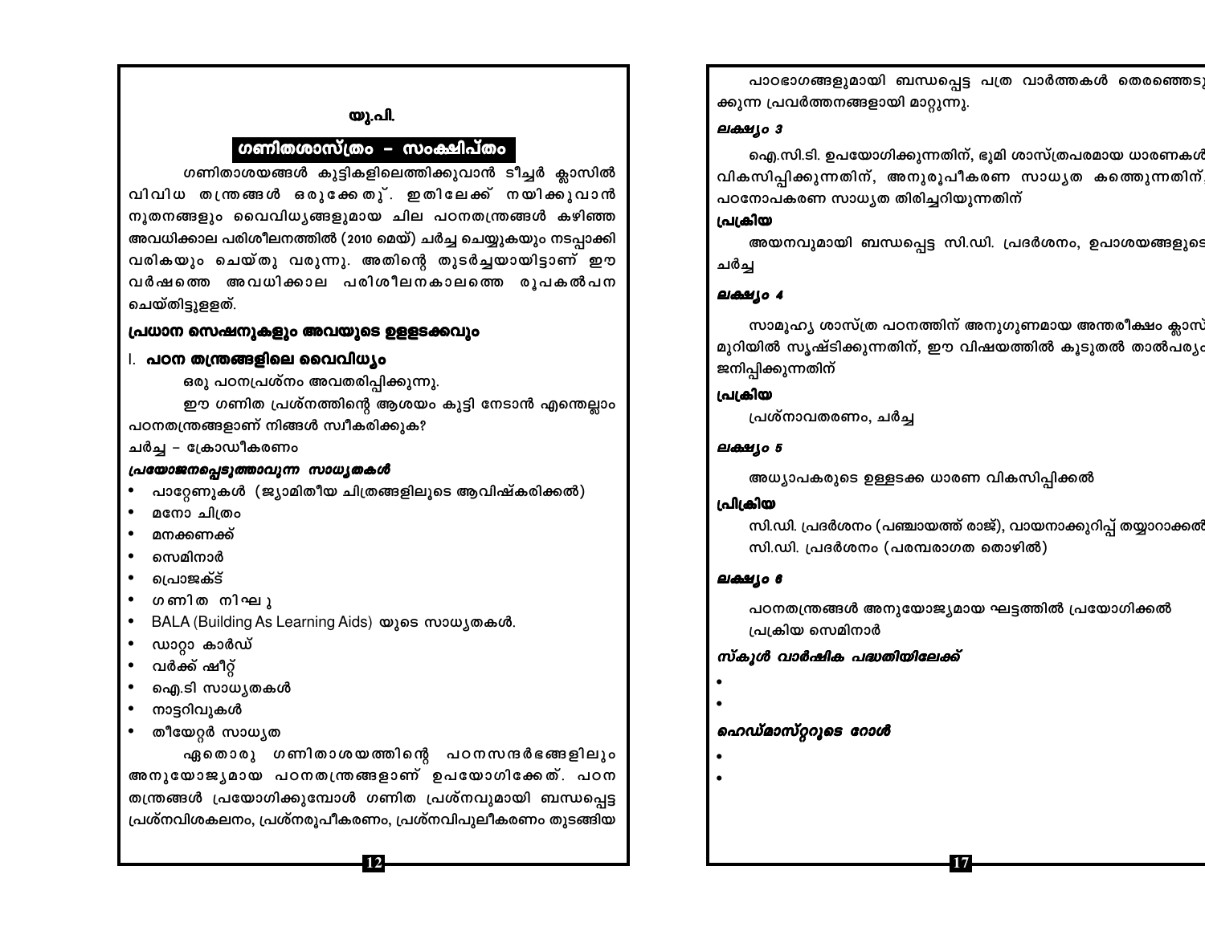## യു.പി.

## ഗണിതശാസ്ത്രം – സംക്ഷിപ്തം

ഗണിതാശയങ്ങൾ കുട്ടികളിലെത്തിക്കുവാൻ ടീച്ചർ ക്ലാസിൽ വിവിധ തന്ത്രങ്ങൾ ഒരുക്കേതു്. ഇതിലേക്ക് നയിക്കുവാൻ നൂതനങ്ങളും വൈവിധ്യങ്ങളുമായ ചില പഠനതന്ത്രങ്ങൾ കഴിഞ്ഞ അവധിക്കാല പരിശീലനത്തിൽ (2010 മെയ്) ചർച്ച ചെയ്യുകയും നടപ്പാക്കി വരികയും ചെയ്തു വരുന്നു. അതിന്റെ തുടർച്ചയായിട്ടാണ് ഈ വർഷത്തെ അവധിക്കാല പരിശീലനകാലത്തെ രൂപകൽപന ചെയ്തിട്ടുളളത്.

### പ്രധാന സെഷനുകളും അവയുടെ ഉളളടക്കവും

**I. പഠന തന്ത്രങ്ങളിലെ വൈവിധ്യം**

ഒരു പഠനപ്രശ്നം അവതരിപ്പിക്കുന്നു.

ഈ ഗണിത പ്രശ്നത്തിന്റെ ആശയം കുട്ടി നേടാൻ എന്തെല്ലാം പഠനതന്ത്രങ്ങളാണ് നിങ്ങൾ സ്വീകരിക്കുക?

ചർച്ച – ക്രോഡീകരണം

***പ്രയോജനപ്പെടുത്താവുന്ന സാധ്യതകൾ***

- പാറ്റേണുകൾ (ജ്യാമിതീയ ചിത്രങ്ങളിലൂടെ ആവിഷ്കരിക്കൽ)
- മനോ ചിത്രം
- മനക്കണക്ക്
- സെമിനാർ
- പ്രൊജക്ട്
- ഗണിത നിഘണ്ടു
- BALA (Building As Learning Aids) യുടെ സാധ്യതകൾ.
- ഡാറ്റാ കാർഡ്
- വർക്ക് ഷീറ്റ്
- ഐ.ടി സാധ്യതകൾ
- നാട്ടറിവുകൾ
- തീയേറ്റർ സാധ്യത

ഏതൊരു ഗണിതാശയത്തിന്റെ പഠനസന്ദർഭങ്ങളിലും അനുയോജ്യമായ പഠനതന്ത്രങ്ങളാണ് ഉപയോഗിക്കേത്. പഠന തന്ത്രങ്ങൾ പ്രയോഗിക്കുമ്പോൾ ഗണിത പ്രശ്നവുമായി ബന്ധപ്പെട്ട പ്രശ്നവിശകലനം, പ്രശ്നരൂപീകരണം, പ്രശ്നവിപുലീകരണം തുടങ്ങിയ

പാഠഭാഗങ്ങളുമായി ബന്ധപ്പെട്ട പത്ര വാർത്തകൾ തെരഞ്ഞെടുക്കുന്ന പ്രവർത്തനങ്ങളായി മാറ്റുന്നു.

***ലക്ഷ്യം 3***

ഐ.സി.ടി. ഉപയോഗിക്കുന്നതിന്, ഭൂമി ശാസ്ത്രപരമായ ധാരണകൾ വികസിപ്പിക്കുന്നതിന്, അനുരൂപീകരണ സാധ്യത കത്തെുന്നതിന്, പഠനോപകരണ സാധ്യത തിരിച്ചറിയുന്നതിന്

***പ്രക്രിയ***

അയനവുമായി ബന്ധപ്പെട്ട സി.ഡി. പ്രദർശനം, ഉപാശയങ്ങളുടെ ചർച്ച

***ലക്ഷ്യം 4***

സാമൂഹ്യ ശാസ്ത്ര പഠനത്തിന് അനുഗുണമായ അന്തരീക്ഷം ക്ലാസ് മുറിയിൽ സൃഷ്ടിക്കുന്നതിന്, ഈ വിഷയത്തിൽ കൂടുതൽ താൽപര്യം ജനിപ്പിക്കുന്നതിന്

***പ്രക്രിയ***

പ്രശ്നാവതരണം, ചർച്ച

***ലക്ഷ്യം 5***

അധ്യാപകരുടെ ഉളളടക്ക ധാരണ വികസിപ്പിക്കൽ

***പ്രക്രിയ***

സി.ഡി. പ്രദർശനം (പഞ്ചായത്ത് രാജ്), വായനാക്കുറിപ്പ് തയ്യാറാക്കൽ

സി.ഡി. പ്രദർശനം (പരമ്പരാഗത തൊഴിൽ)

***ലക്ഷ്യം 6***

പഠനതന്ത്രങ്ങൾ അനുയോജ്യമായ ഘട്ടത്തിൽ പ്രയോഗിക്കൽ

പ്രക്രിയ സെമിനാർ

***സ്കൂൾ വാർഷിക പദ്ധതിയിലേക്ക്***

- 
- 

***ഹെഡ്മാസ്റ്ററുടെ റോൾ***

- 
-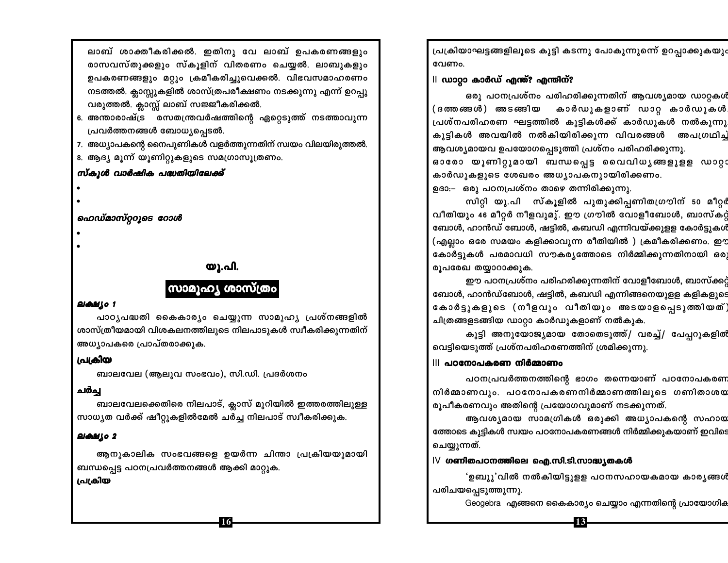ലാബ് ശാക്തീകരിക്കൽ. ഇതിനു വേ ലാബ് ഉപകരണങ്ങളും രാസവസ്തുക്കളും സ്കൂളിന് വിതരണം ചെയ്യൽ. ലാബുകളും ഉപകരണങ്ങളും മറ്റും ക്രമീകരിച്ചുവെക്കൽ. വിഭവസമാഹരണം നടത്തൽ. ക്ലാസ്സുകളിൽ ശാസ്ത്രപരീക്ഷണം നടക്കുന്നു എന്ന് ഉറപ്പു വരുത്തൽ. ക്ലാസ്സ് ലാബ് സജ്ജീകരിക്കൽ.

6. അന്താരാഷ്ട്ര രസതന്ത്രവർഷത്തിന്റെ ഏറ്റെടുത്ത് നടത്താവുന്ന പ്രവർത്തനങ്ങൾ ബോധ്യപ്പെടൽ.
7. അധ്യാപകന്റെ നൈപുണികൾ വളർത്തുന്നതിന് സ്വയം വിലയിരുത്തൽ.
8. ആദ്യ മൂന്ന് യൂണിറ്റുകളുടെ സമഗ്രാസൂത്രണം.

***സ്കൂൾ വാർഷിക പദ്ധതിയിലേക്ക്***

-
-

***ഹെഡ്മാസ്റ്ററുടെ റോൾ***

-
-

## യു.പി.

## സാമൂഹ്യ ശാസ്ത്രം

***ലക്ഷ്യം 1***

പാഠ്യപദ്ധതി കൈകാര്യം ചെയ്യുന്ന സാമൂഹ്യ പ്രശ്നങ്ങളിൽ ശാസ്ത്രീയമായി വിശകലനത്തിലൂടെ നിലപാടുകൾ സ്വീകരിക്കുന്നതിന് അധ്യാപകരെ പ്രാപ്തരാക്കുക.

**പ്രക്രിയ**

ബാലവേല (ആലുവ സംഭവം), സി.ഡി. പ്രദർശനം

**ചർച്ച**

ബാലവേലക്കെതിരെ നിലപാട്, ക്ലാസ് മുറിയിൽ ഇത്തരത്തിലുള്ള സാധ്യത വർക്ക് ഷീറ്റുകളിൽമേൽ ചർച്ച നിലപാട് സ്വീകരിക്കുക.

***ലക്ഷ്യം 2***

ആനുകാലിക സംഭവങ്ങളെ ഉയർന്ന ചിന്താ പ്രക്രിയയുമായി ബന്ധപ്പെട്ട പഠനപ്രവർത്തനങ്ങൾ ആക്കി മാറ്റുക.

**പ്രക്രിയ**

പ്രക്രിയാഘട്ടങ്ങളിലൂടെ കുട്ടി കടന്നു പോകുന്നുണ്ടെന്ന് ഉറപ്പാക്കുകയും വേണം.

**II ഡാറ്റാ കാർഡ് എന്ത്? എന്തിന്?**

ഒരു പഠനപ്രശ്നം പരിഹരിക്കുന്നതിന് ആവശ്യമായ ഡാറ്റകൾ (ദത്തങ്ങൾ) അടങ്ങിയ കാർഡുകളാണ് ഡാറ്റ കാർഡുകൾ. പ്രശ്നപരിഹരണ ഘട്ടത്തിൽ കുട്ടികൾക്ക് കാർഡുകൾ നൽകുന്നു. കുട്ടികൾ അവയിൽ നൽകിയിരിക്കുന്ന വിവരങ്ങൾ അപഗ്രഥിച്ച് ആവശ്യമായവ ഉപയോഗപ്പെടുത്തി പ്രശ്നം പരിഹരിക്കുന്നു.
ഓരോ യൂണിറ്റുമായി ബന്ധപ്പെട്ട വൈവിധ്യങ്ങളുള്ള ഡാറ്റാ കാർഡുകളുടെ ശേഖരം അധ്യാപകനുായിരിക്കണം.
ഉദാ:- ഒരു പഠനപ്രശ്നം താഴെ തന്നിരിക്കുന്നു.

സിറ്റി യു.പി സ്കൂളിൽ പുതുക്കിപ്പണിതഗ്രൗിന് 50 മീറ്റർ വീതിയും 46 മീറ്റർ നീളവുമു്. ഈ ഗ്രൗിൽ വോളീബോൾ, ബാസ്കറ്റ് ബോൾ, ഹാൻഡ് ബോൾ, ഷട്ടിൽ, കബഡി എന്നിവയ്ക്കുള്ള കോർട്ടുകൾ (എല്ലാം ഒരേ സമയം കളിക്കാവുന്ന രീതിയിൽ ) ക്രമീകരിക്കണം. ഈ കോർട്ടുകൾ പരമാവധി സൗകര്യത്തോടെ നിർമ്മിക്കുന്നതിനായി ഒരു രൂപരേഖ തയ്യാറാക്കുക.

ഈ പഠനപ്രശ്നം പരിഹരിക്കുന്നതിന് വോളീബോൾ, ബാസ്ക്കറ്റ് ബോൾ, ഹാൻഡ്ബോൾ, ഷട്ടിൽ, കബഡി എന്നിങ്ങനെയുള്ള കളികളുടെ കോർട്ടുകളുടെ (നീളവും വീതിയും അടയാളപ്പെടുത്തിയത്) ചിത്രങ്ങളടങ്ങിയ ഡാറ്റാ കാർഡുകളാണ് നൽകുക.

കുട്ടി അനുയോജ്യമായ തോതെടുത്ത്/ വരച്ച്/ പേപ്പറുകളിൽ വെട്ടിയെടുത്ത് പ്രശ്നപരിഹരണത്തിന് ശ്രമിക്കുന്നു.

**III പഠനോപകരണ നിർമ്മാണം**

പഠനപ്രവർത്തനത്തിന്റെ ഭാഗം തന്നെയാണ് പഠനോപകരണ നിർമ്മാണവും. പഠനോപകരണനിർമ്മാണത്തിലൂടെ ഗണിതാശയ രൂപീകരണവും അതിന്റെ പ്രയോഗവുമാണ് നടക്കുന്നത്.

ആവശ്യമായ സാമഗ്രികൾ ഒരുക്കി അധ്യാപകന്റെ സഹായത്തോടെ കുട്ടികൾ സ്വയം പഠനോപകരണങ്ങൾ നിർമ്മിക്കുകയാണ് ഇവിടെ ചെയ്യുന്നത്.

**IV *ഗണിതപഠനത്തിലെ ഐ.സി.ടി.സാദ്ധ്യതകൾ***

'ഉബുു'വിൽ നൽകിയിട്ടുള്ള പഠനസഹായകമായ കാര്യങ്ങൾ പരിചയപ്പെടുത്തുന്നു.

Geogebra എങ്ങനെ കൈകാര്യം ചെയ്യാം എന്നതിന്റെ പ്രായോഗിക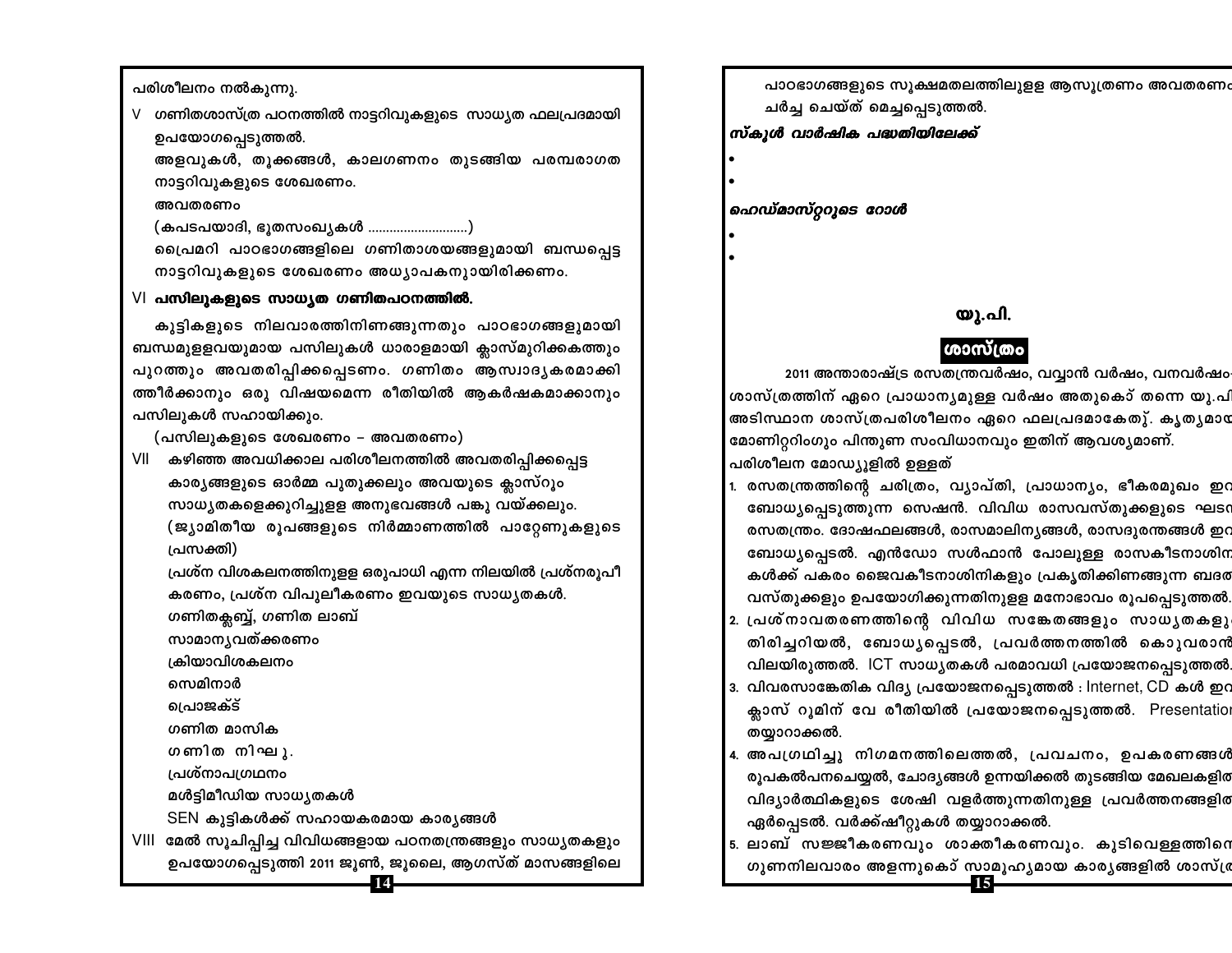പരിശീലനം നൽകുന്നു.

V ഗണിതശാസ്ത്ര പഠനത്തിൽ നാട്ടറിവുകളുടെ സാധ്യത ഫലപ്രദമായി ഉപയോഗപ്പെടുത്തൽ.

അളവുകൾ, തൂക്കങ്ങൾ, കാലഗണനം തുടങ്ങിയ പരമ്പരാഗത നാട്ടറിവുകളുടെ ശേഖരണം.

അവതരണം

(കപടപയാദി, ഭൂതസംഖ്യകൾ ............................)

പ്രൈമറി പാഠഭാഗങ്ങളിലെ ഗണിതാശയങ്ങളുമായി ബന്ധപ്പെട്ട നാട്ടറിവുകളുടെ ശേഖരണം അധ്യാപകനുായിരിക്കണം.

VI **പസിലുകളുടെ സാധ്യത ഗണിതപഠനത്തിൽ.**

കുട്ടികളുടെ നിലവാരത്തിനിണങ്ങുന്നതും പാഠഭാഗങ്ങളുമായി ബന്ധമുളളവയുമായ പസിലുകൾ ധാരാളമായി ക്ലാസ്മുറിക്കകത്തും പുറത്തും അവതരിപ്പിക്കപ്പെടണം. ഗണിതം ആസ്വാദ്യകരമാക്കി ത്തീർക്കാനും ഒരു വിഷയമെന്ന രീതിയിൽ ആകർഷകമാക്കാനും പസിലുകൾ സഹായിക്കും.

(പസിലുകളുടെ ശേഖരണം – അവതരണം)

VII കഴിഞ്ഞ അവധിക്കാല പരിശീലനത്തിൽ അവതരിപ്പിക്കപ്പെട്ട കാര്യങ്ങളുടെ ഓർമ്മ പുതുക്കലും അവയുടെ ക്ലാസ്റൂം സാധ്യതകളെക്കുറിച്ചുളള അനുഭവങ്ങൾ പങ്കു വയ്ക്കലും.

(ജ്യാമിതീയ രൂപങ്ങളുടെ നിർമ്മാണത്തിൽ പാറ്റേണുകളുടെ പ്രസക്തി)

പ്രശ്ന വിശകലനത്തിനുള്ള ഒരുപാധി എന്ന നിലയിൽ പ്രശ്നരൂപീകരണം, പ്രശ്ന വിപുലീകരണം ഇവയുടെ സാധ്യതകൾ.

ഗണിതക്ലബ്ബ്, ഗണിത ലാബ്

സാമാന്യവത്ക്കരണം

ക്രിയാവിശകലനം

സെമിനാർ

പ്രൊജക്ട്

ഗണിത മാസിക

ഗണിത നിഘു.

പ്രശ്നാപഗ്രഥനം

മൾട്ടിമീഡിയ സാധ്യതകൾ

SEN കുട്ടികൾക്ക് സഹായകരമായ കാര്യങ്ങൾ

VIII മേൽ സൂചിപ്പിച്ച വിവിധങ്ങളായ പഠനതന്ത്രങ്ങളും സാധ്യതകളും ഉപയോഗപ്പെടുത്തി 2011 ജൂൺ, ജൂലൈ, ആഗസ്ത് മാസങ്ങളിലെ പാഠഭാഗങ്ങളുടെ സൂക്ഷമതലത്തിലുളള ആസൂത്രണം അവതരണം ചർച്ച ചെയ്ത് മെച്ചപ്പെടുത്തൽ.

***സ്കൂൾ വാർഷിക പദ്ധതിയിലേക്ക്***

-
-

***ഹെഡ്മാസ്റ്ററുടെ റോൾ***

-
-

## യു.പി.

## ശാസ്ത്രം

2011 അന്താരാഷ്ട്ര രസതന്ത്രവർഷം, വവ്വാൻ വർഷം, വനവർഷം ശാസ്ത്രത്തിന് ഏറെ പ്രധാന്യമുള്ള വർഷം അതുകൊ് തന്നെ യു.പി അടിസ്ഥാന ശാസ്ത്രപരിശീലനം ഏറെ ഫലപ്രദമാകേതു്. കൃത്യമായ മോണിറ്ററിംഗും പിന്തുണ സംവിധാനവും ഇതിന് ആവശ്യമാണ്.

പരിശീലന മോഡ്യൂളിൽ ഉള്ളത്

1. രസതന്ത്രത്തിന്റെ ചരിത്രം, വ്യാപ്തി, പ്രാധാന്യം, ഭീകരമുഖം ഇവ ബോധ്യപ്പെടുത്തുന്ന സെഷൻ. വിവിധ രാസവസ്തുക്കളുടെ ഘടന രസതന്ത്രം. ദോഷഫലങ്ങൾ, രാസമാലിന്യങ്ങൾ, രാസദുരന്തങ്ങൾ ഇവ ബോധ്യപ്പെടൽ. എൻഡോ സൾഫാൻ പോലുള്ള രാസകീടനാശിനി കൾക്ക് പകരം ജൈവകീടനാശിനികളും പ്രകൃതിക്കിണങ്ങുന്ന ബദൽ വസ്തുക്കളും ഉപയോഗിക്കുന്നതിനുള്ള മനോഭാവം രൂപപ്പെടുത്തൽ.
2. പ്രശ്നാവതരണത്തിന്റെ വിവിധ സങ്കേതങ്ങളും സാധ്യതകളും തിരിച്ചറിയൽ, ബോധ്യപ്പെടൽ, പ്രവർത്തനത്തിൽ കൊുവരാൻ വിലയിരുത്തൽ. ICT സാധ്യതകൾ പരമാവധി പ്രയോജനപ്പെടുത്തൽ.
3. വിവരസാങ്കേതിക വിദ്യ പ്രയോജനപ്പെടുത്തൽ : Internet, CD കൾ ഇവ ക്ലാസ് റൂമിന് വേ രീതിയിൽ പ്രയോജനപ്പെടുത്തൽ. Presentation തയ്യാറാക്കൽ.
4. അപഗ്രഥിച്ചു നിഗമനത്തിലെത്തൽ, പ്രവചനം, ഉപകരണങ്ങൾ രൂപകൽപനചെയ്യൽ, ചോദ്യങ്ങൾ ഉന്നയിക്കൽ തുടങ്ങിയ മേഖലകളിൽ വിദ്യാർത്ഥികളുടെ ശേഷി വളർത്തുന്നതിനുള്ള പ്രവർത്തനങ്ങളിൽ ഏർപ്പെടൽ. വർക്ക്ഷീറ്റുകൾ തയ്യാറാക്കൽ.
5. ലാബ് സജ്ജീകരണവും ശാക്തീകരണവും. കുടിവെള്ളത്തിന്റെ ഗുണനിലവാരം അളന്നുകൊ് സാമൂഹ്യമായ കാര്യങ്ങളിൽ ശാസ്ത്ര